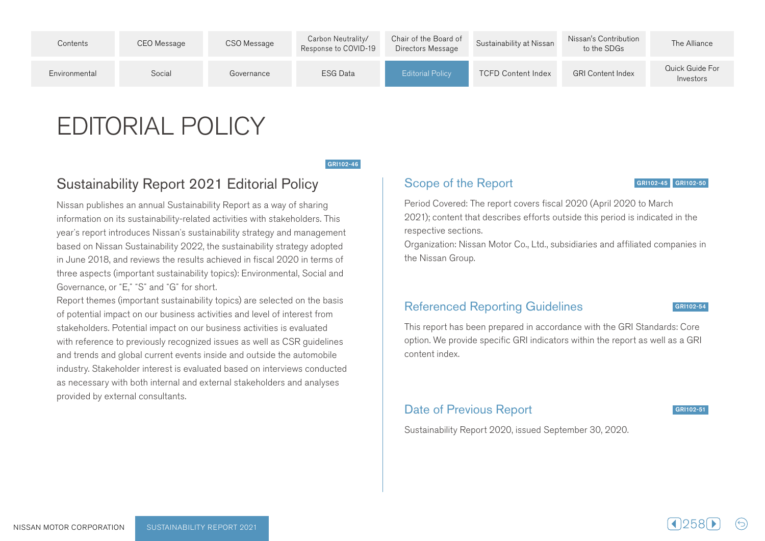// Navigation menu omitted as page header

# EDITORIAL POLICY

GRI102-46

## Sustainability Report 2021 Editorial Policy

Nissan publishes an annual Sustainability Report as a way of sharing information on its sustainability-related activities with stakeholders. This year's report introduces Nissan's sustainability strategy and management based on Nissan Sustainability 2022, the sustainability strategy adopted in June 2018, and reviews the results achieved in fiscal 2020 in terms of three aspects (important sustainability topics): Environmental, Social and Governance, or "E," "S" and "G" for short.
Report themes (important sustainability topics) are selected on the basis of potential impact on our business activities and level of interest from stakeholders. Potential impact on our business activities is evaluated with reference to previously recognized issues as well as CSR guidelines and trends and global current events inside and outside the automobile industry. Stakeholder interest is evaluated based on interviews conducted as necessary with both internal and external stakeholders and analyses provided by external consultants.

## Scope of the Report

GRI102-45 GRI102-50

Period Covered: The report covers fiscal 2020 (April 2020 to March 2021); content that describes efforts outside this period is indicated in the respective sections.
Organization: Nissan Motor Co., Ltd., subsidiaries and affiliated companies in the Nissan Group.

## Referenced Reporting Guidelines

GRI102-54

This report has been prepared in accordance with the GRI Standards: Core option. We provide specific GRI indicators within the report as well as a GRI content index.

## Date of Previous Report

GRI102-51

Sustainability Report 2020, issued September 30, 2020.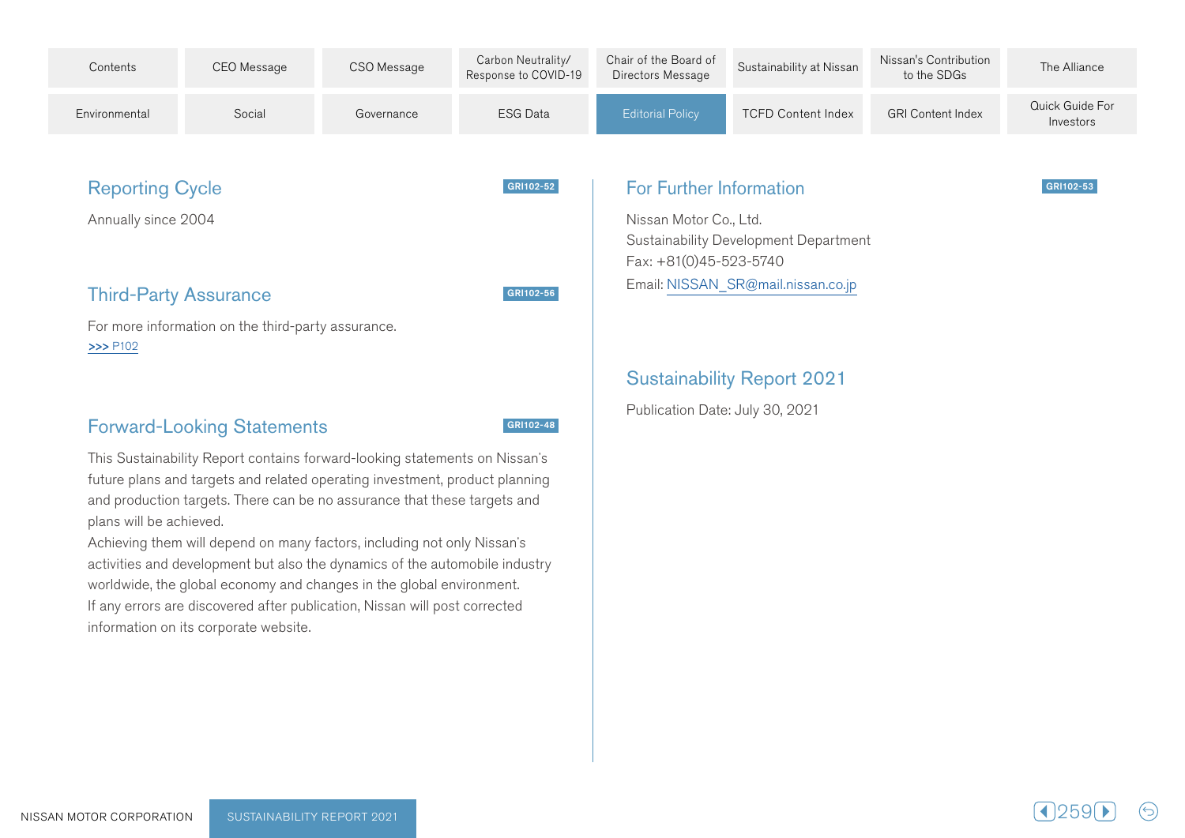## Reporting Cycle

GRI102-52

Annually since 2004

## Third-Party Assurance

GRI102-56

For more information on the third-party assurance.
>>> P102

## Forward-Looking Statements

GRI102-48

This Sustainability Report contains forward-looking statements on Nissan's future plans and targets and related operating investment, product planning and production targets. There can be no assurance that these targets and plans will be achieved.
Achieving them will depend on many factors, including not only Nissan's activities and development but also the dynamics of the automobile industry worldwide, the global economy and changes in the global environment.
If any errors are discovered after publication, Nissan will post corrected information on its corporate website.

## For Further Information

GRI102-53

Nissan Motor Co., Ltd.
Sustainability Development Department
Fax: +81(0)45-523-5740
Email: NISSAN_SR@mail.nissan.co.jp

## Sustainability Report 2021

Publication Date: July 30, 2021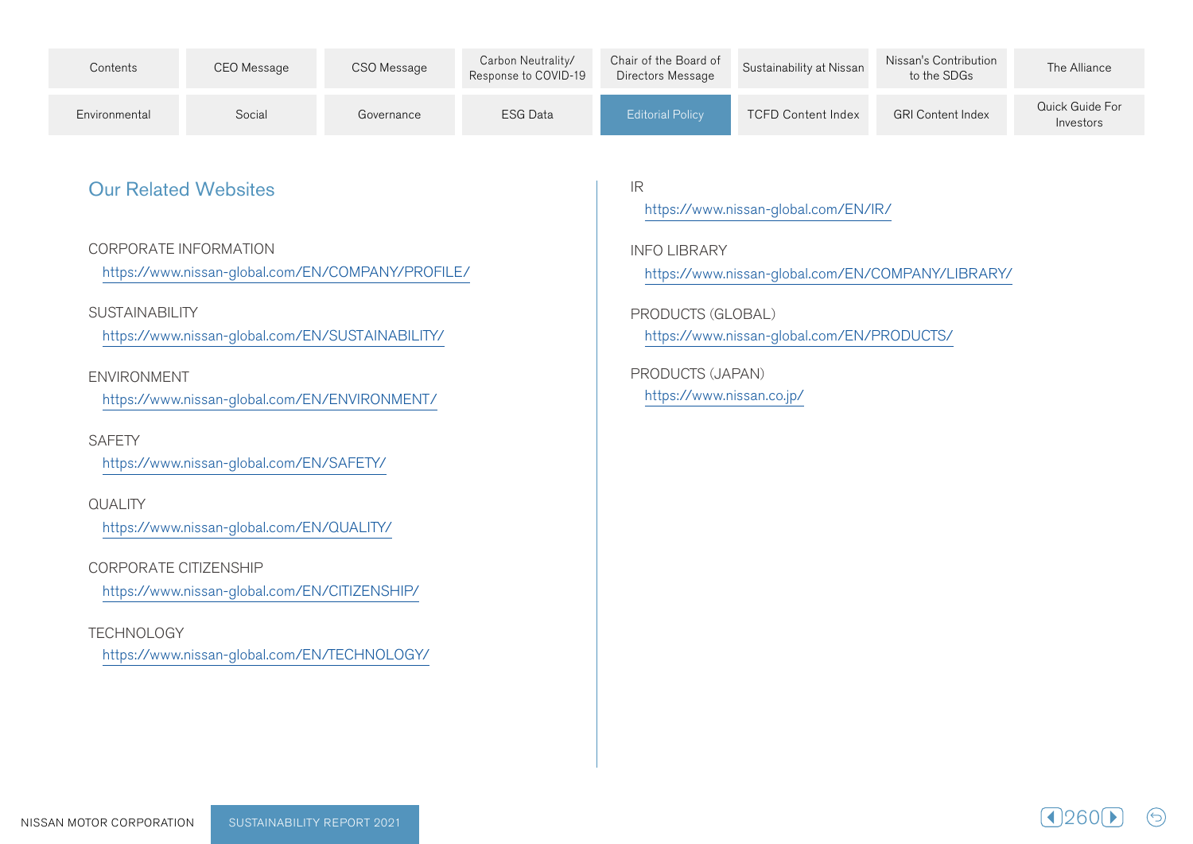## Our Related Websites

CORPORATE INFORMATION
https://www.nissan-global.com/EN/COMPANY/PROFILE/

SUSTAINABILITY
https://www.nissan-global.com/EN/SUSTAINABILITY/

ENVIRONMENT
https://www.nissan-global.com/EN/ENVIRONMENT/

SAFETY
https://www.nissan-global.com/EN/SAFETY/

QUALITY
https://www.nissan-global.com/EN/QUALITY/

CORPORATE CITIZENSHIP
https://www.nissan-global.com/EN/CITIZENSHIP/

TECHNOLOGY
https://www.nissan-global.com/EN/TECHNOLOGY/

IR
https://www.nissan-global.com/EN/IR/

INFO LIBRARY
https://www.nissan-global.com/EN/COMPANY/LIBRARY/

PRODUCTS (GLOBAL)
https://www.nissan-global.com/EN/PRODUCTS/

PRODUCTS (JAPAN)
https://www.nissan.co.jp/